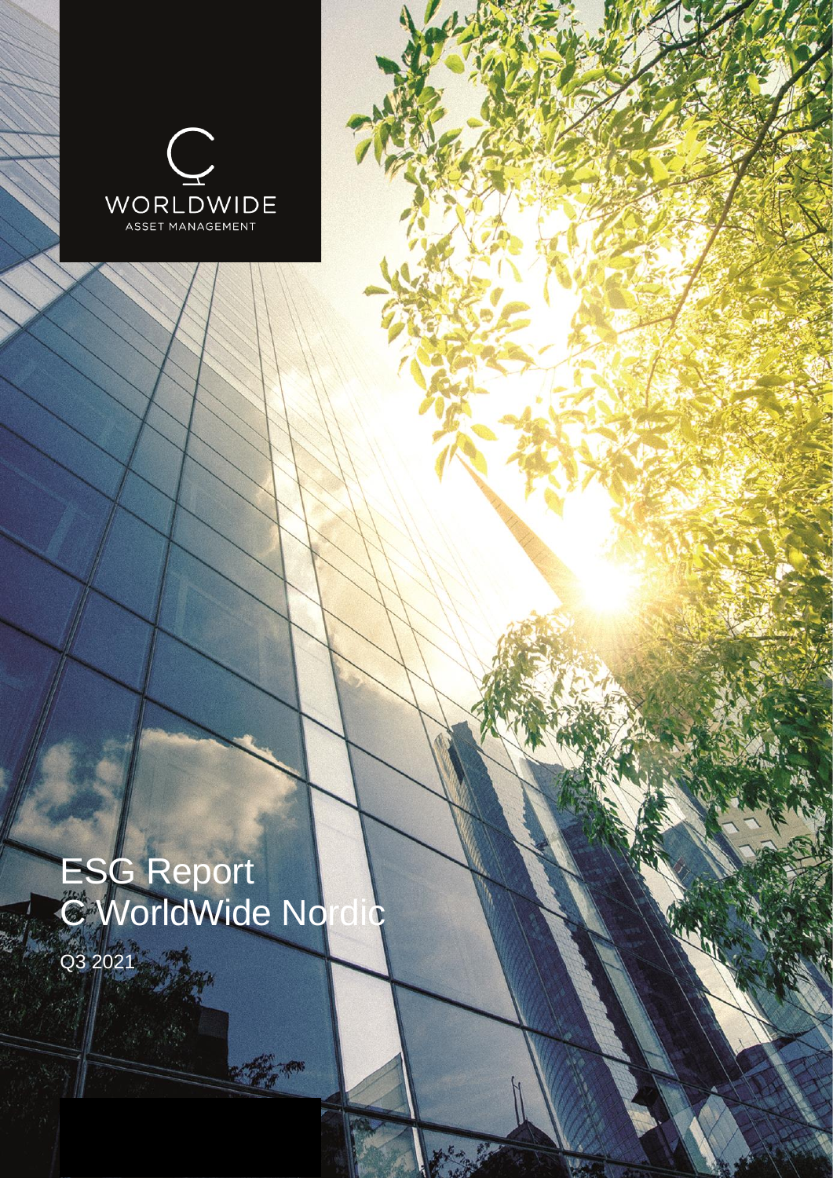WORLDWIDE

ASSET MANAGEMENT

# ESG Report C WorldWide Nordic

Q3 2021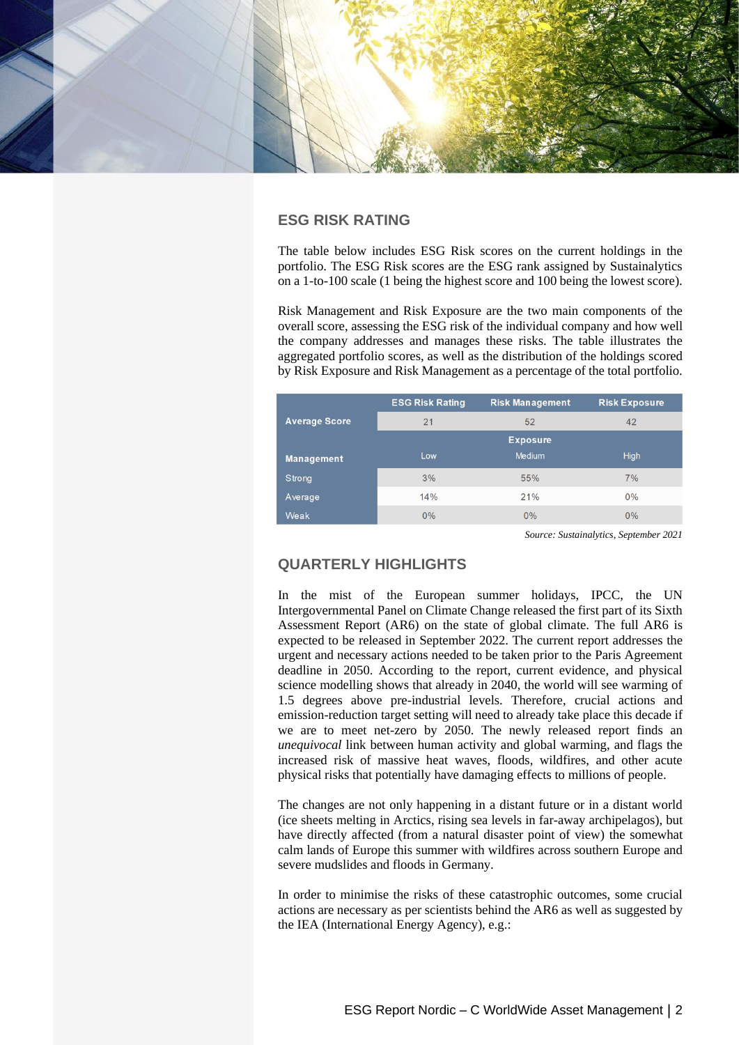## ESG RISK RATING

The table below includes ESG Risk scores on the current holdings in the portfolio. The ESG Risk scores are the ESG rank assigned by Sustainalytics on a 1-to-100 scale (1 being the highest score and 100 being the lowest score).

Risk Management and Risk Exposure are the two main components of the overall score, assessing the ESG risk of the individual company and how well the company addresses and manages these risks. The table illustrates the aggregated portfolio scores, as well as the distribution of the holdings scored by Risk Exposure and Risk Management as a percentage of the total portfolio.

| | ESG Risk Rating | Risk Management | Risk Exposure |
|---|---|---|---|
| **Average Score** | 21 | 52 | 42 |
| | | **Exposure** | |
| **Management** | Low | Medium | High |
| Strong | 3% | 55% | 7% |
| Average | 14% | 21% | 0% |
| Weak | 0% | 0% | 0% |

*Source: Sustainalytics, September 2021*

## QUARTERLY HIGHLIGHTS

In the mist of the European summer holidays, IPCC, the UN Intergovernmental Panel on Climate Change released the first part of its Sixth Assessment Report (AR6) on the state of global climate. The full AR6 is expected to be released in September 2022. The current report addresses the urgent and necessary actions needed to be taken prior to the Paris Agreement deadline in 2050. According to the report, current evidence, and physical science modelling shows that already in 2040, the world will see warming of 1.5 degrees above pre-industrial levels. Therefore, crucial actions and emission-reduction target setting will need to already take place this decade if we are to meet net-zero by 2050. The newly released report finds an *unequivocal* link between human activity and global warming, and flags the increased risk of massive heat waves, floods, wildfires, and other acute physical risks that potentially have damaging effects to millions of people.

The changes are not only happening in a distant future or in a distant world (ice sheets melting in Arctics, rising sea levels in far-away archipelagos), but have directly affected (from a natural disaster point of view) the somewhat calm lands of Europe this summer with wildfires across southern Europe and severe mudslides and floods in Germany.

In order to minimise the risks of these catastrophic outcomes, some crucial actions are necessary as per scientists behind the AR6 as well as suggested by the IEA (International Energy Agency), e.g.: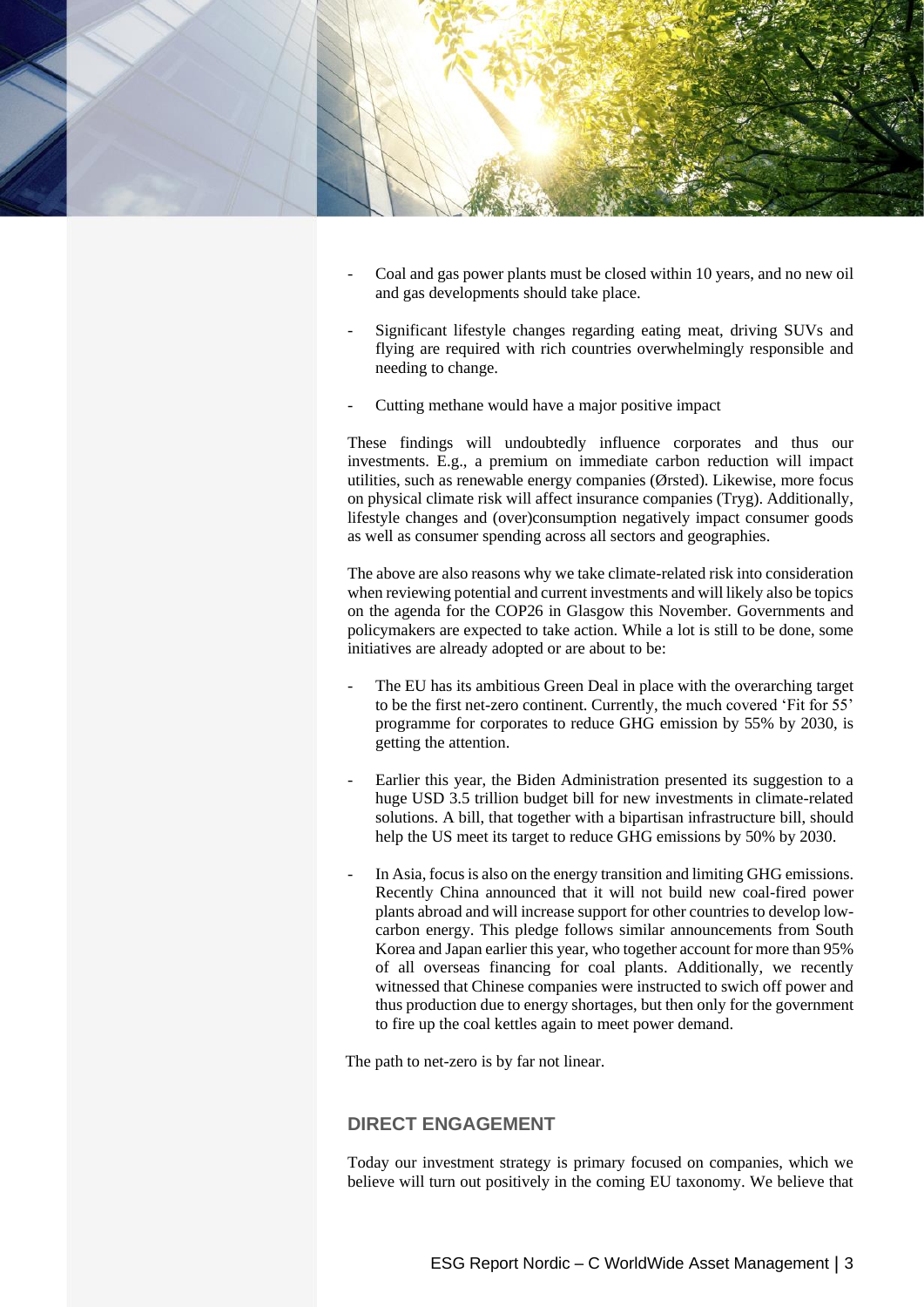- Coal and gas power plants must be closed within 10 years, and no new oil and gas developments should take place.
- Significant lifestyle changes regarding eating meat, driving SUVs and flying are required with rich countries overwhelmingly responsible and needing to change.
- Cutting methane would have a major positive impact

These findings will undoubtedly influence corporates and thus our investments. E.g., a premium on immediate carbon reduction will impact utilities, such as renewable energy companies (Ørsted). Likewise, more focus on physical climate risk will affect insurance companies (Tryg). Additionally, lifestyle changes and (over)consumption negatively impact consumer goods as well as consumer spending across all sectors and geographies.

The above are also reasons why we take climate-related risk into consideration when reviewing potential and current investments and will likely also be topics on the agenda for the COP26 in Glasgow this November. Governments and policymakers are expected to take action. While a lot is still to be done, some initiatives are already adopted or are about to be:

- The EU has its ambitious Green Deal in place with the overarching target to be the first net-zero continent. Currently, the much covered 'Fit for 55' programme for corporates to reduce GHG emission by 55% by 2030, is getting the attention.
- Earlier this year, the Biden Administration presented its suggestion to a huge USD 3.5 trillion budget bill for new investments in climate-related solutions. A bill, that together with a bipartisan infrastructure bill, should help the US meet its target to reduce GHG emissions by 50% by 2030.
- In Asia, focus is also on the energy transition and limiting GHG emissions. Recently China announced that it will not build new coal-fired power plants abroad and will increase support for other countries to develop low-carbon energy. This pledge follows similar announcements from South Korea and Japan earlier this year, who together account for more than 95% of all overseas financing for coal plants. Additionally, we recently witnessed that Chinese companies were instructed to swich off power and thus production due to energy shortages, but then only for the government to fire up the coal kettles again to meet power demand.

The path to net-zero is by far not linear.

## DIRECT ENGAGEMENT

Today our investment strategy is primary focused on companies, which we believe will turn out positively in the coming EU taxonomy. We believe that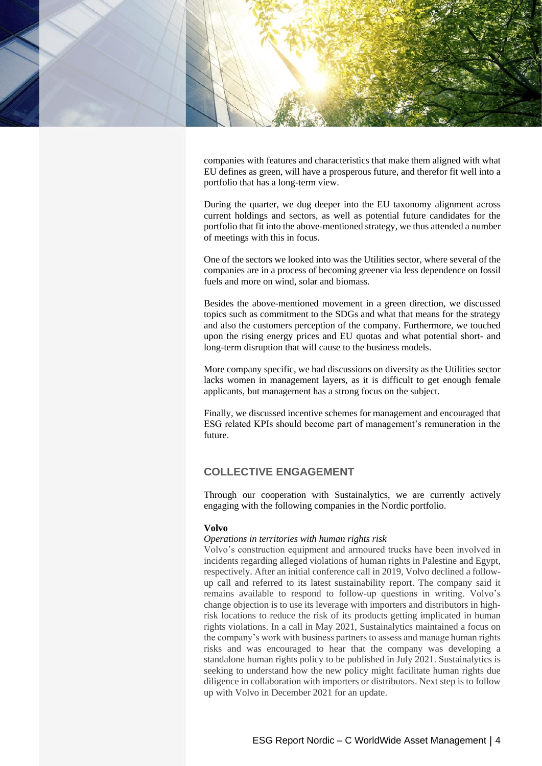companies with features and characteristics that make them aligned with what EU defines as green, will have a prosperous future, and therefor fit well into a portfolio that has a long-term view.

During the quarter, we dug deeper into the EU taxonomy alignment across current holdings and sectors, as well as potential future candidates for the portfolio that fit into the above-mentioned strategy, we thus attended a number of meetings with this in focus.

One of the sectors we looked into was the Utilities sector, where several of the companies are in a process of becoming greener via less dependence on fossil fuels and more on wind, solar and biomass.

Besides the above-mentioned movement in a green direction, we discussed topics such as commitment to the SDGs and what that means for the strategy and also the customers perception of the company. Furthermore, we touched upon the rising energy prices and EU quotas and what potential short- and long-term disruption that will cause to the business models.

More company specific, we had discussions on diversity as the Utilities sector lacks women in management layers, as it is difficult to get enough female applicants, but management has a strong focus on the subject.

Finally, we discussed incentive schemes for management and encouraged that ESG related KPIs should become part of management's remuneration in the future.

## COLLECTIVE ENGAGEMENT

Through our cooperation with Sustainalytics, we are currently actively engaging with the following companies in the Nordic portfolio.

**Volvo**

*Operations in territories with human rights risk*

Volvo's construction equipment and armoured trucks have been involved in incidents regarding alleged violations of human rights in Palestine and Egypt, respectively. After an initial conference call in 2019, Volvo declined a follow-up call and referred to its latest sustainability report. The company said it remains available to respond to follow-up questions in writing. Volvo's change objection is to use its leverage with importers and distributors in high-risk locations to reduce the risk of its products getting implicated in human rights violations. In a call in May 2021, Sustainalytics maintained a focus on the company's work with business partners to assess and manage human rights risks and was encouraged to hear that the company was developing a standalone human rights policy to be published in July 2021. Sustainalytics is seeking to understand how the new policy might facilitate human rights due diligence in collaboration with importers or distributors. Next step is to follow up with Volvo in December 2021 for an update.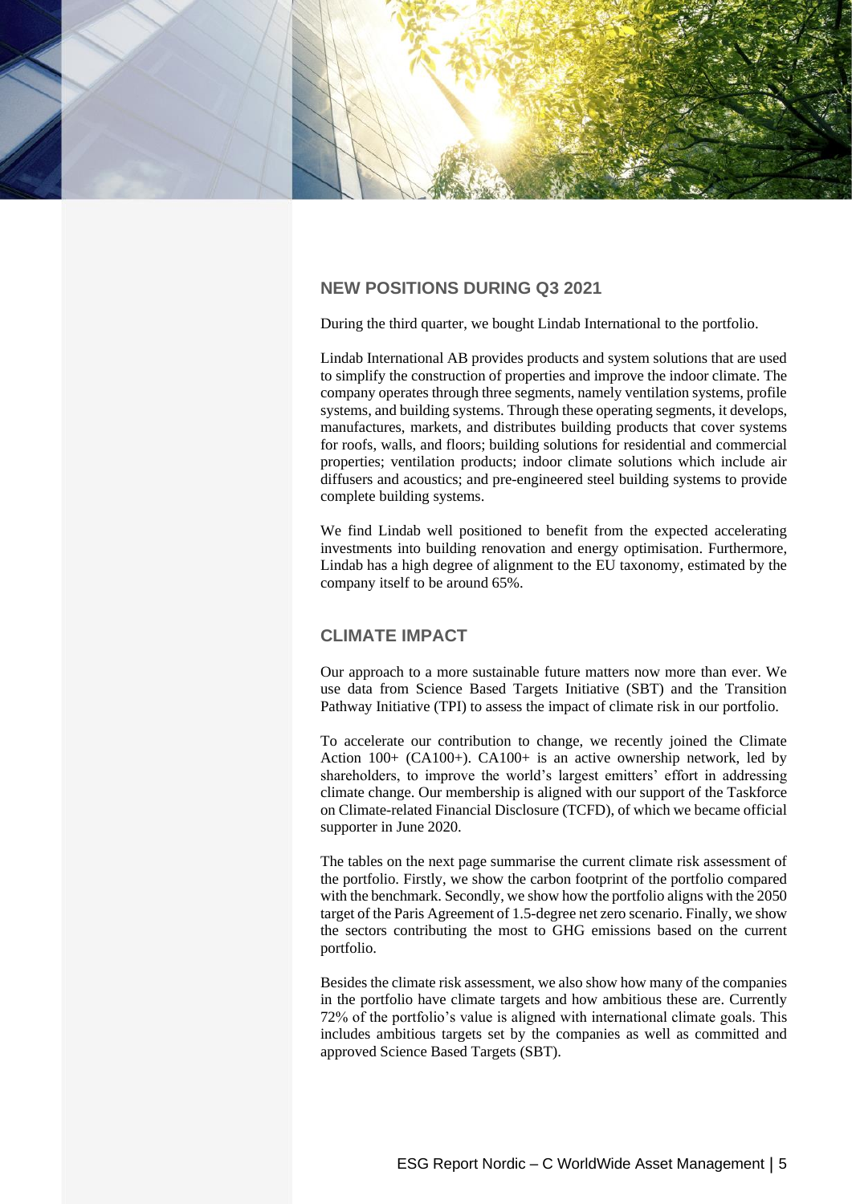## NEW POSITIONS DURING Q3 2021

During the third quarter, we bought Lindab International to the portfolio.

Lindab International AB provides products and system solutions that are used to simplify the construction of properties and improve the indoor climate. The company operates through three segments, namely ventilation systems, profile systems, and building systems. Through these operating segments, it develops, manufactures, markets, and distributes building products that cover systems for roofs, walls, and floors; building solutions for residential and commercial properties; ventilation products; indoor climate solutions which include air diffusers and acoustics; and pre-engineered steel building systems to provide complete building systems.

We find Lindab well positioned to benefit from the expected accelerating investments into building renovation and energy optimisation. Furthermore, Lindab has a high degree of alignment to the EU taxonomy, estimated by the company itself to be around 65%.

## CLIMATE IMPACT

Our approach to a more sustainable future matters now more than ever. We use data from Science Based Targets Initiative (SBT) and the Transition Pathway Initiative (TPI) to assess the impact of climate risk in our portfolio.

To accelerate our contribution to change, we recently joined the Climate Action 100+ (CA100+). CA100+ is an active ownership network, led by shareholders, to improve the world's largest emitters' effort in addressing climate change. Our membership is aligned with our support of the Taskforce on Climate-related Financial Disclosure (TCFD), of which we became official supporter in June 2020.

The tables on the next page summarise the current climate risk assessment of the portfolio. Firstly, we show the carbon footprint of the portfolio compared with the benchmark. Secondly, we show how the portfolio aligns with the 2050 target of the Paris Agreement of 1.5-degree net zero scenario. Finally, we show the sectors contributing the most to GHG emissions based on the current portfolio.

Besides the climate risk assessment, we also show how many of the companies in the portfolio have climate targets and how ambitious these are. Currently 72% of the portfolio's value is aligned with international climate goals. This includes ambitious targets set by the companies as well as committed and approved Science Based Targets (SBT).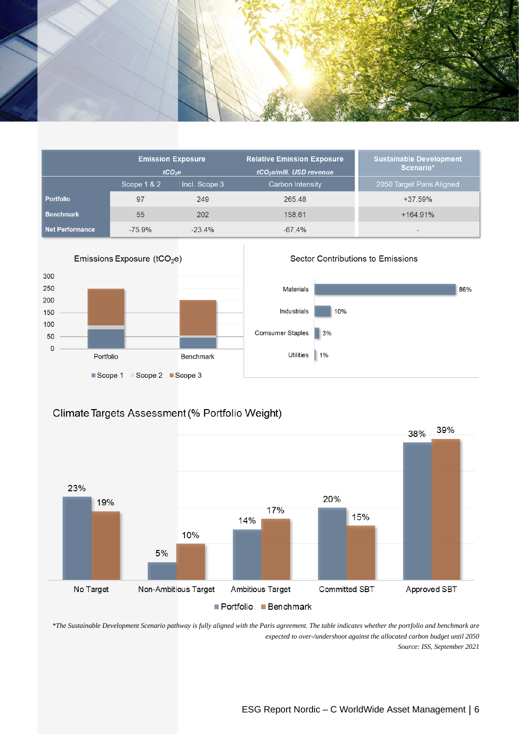| | Emission Exposure $tCO_2e$ | | Relative Emission Exposure $tCO_2e$/mill. USD revenue | Sustainable Development Scenario* |
|---|---|---|---|---|
| | Scope 1 & 2 | Incl. Scope 3 | Carbon Intensity | 2050 Target Paris Aligned |
| **Portfolio** | 97 | 249 | 265.48 | +37.59% |
| **Benchmark** | 55 | 202 | 158.61 | +164.91% |
| **Net Performance** | -75.9% | -23.4% | -67.4% | - |

Emissions Exposure ($tCO_2e$)

Sector Contributions to Emissions

| Sector | Contribution |
|---|---|
| Materials | 86% |
| Industrials | 10% |
| Comsumer Staples | 3% |
| Utilities | 1% |

Climate Targets Assessment (% Portfolio Weight)

| | Portfolio | Benchmark |
|---|---|---|
| No Target | 23% | 19% |
| Non-Ambitious Target | 5% | 10% |
| Ambitious Target | 14% | 17% |
| Committed SBT | 20% | 15% |
| Approved SBT | 38% | 39% |

*The Sustainable Development Scenario pathway is fully aligned with the Paris agreement. The table indicates whether the portfolio and benchmark are expected to over-/undershoot against the allocated carbon budget until 2050*

*Source: ISS, September 2021*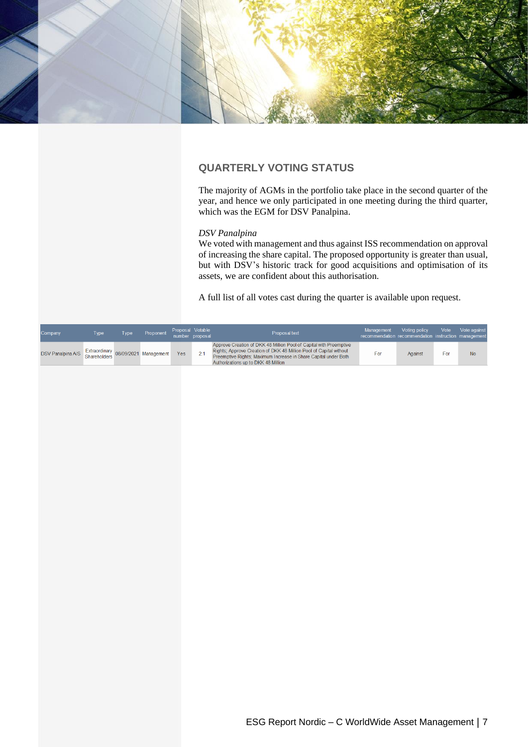## QUARTERLY VOTING STATUS

The majority of AGMs in the portfolio take place in the second quarter of the year, and hence we only participated in one meeting during the third quarter, which was the EGM for DSV Panalpina.

*DSV Panalpina*

We voted with management and thus against ISS recommendation on approval of increasing the share capital. The proposed opportunity is greater than usual, but with DSV's historic track for good acquisitions and optimisation of its assets, we are confident about this authorisation.

A full list of all votes cast during the quarter is available upon request.

| Company | Type | Type | Proponent | Proposal number | Votable proposal | Proposal text | Management recommendation | Voting policy recommendation | Vote instruction | Vote against management |
|---|---|---|---|---|---|---|---|---|---|---|
| DSV Panalpina A/S | Extraordinary Shareholders | 08/09/2021 | Management | Yes | 2.1 | Approve Creation of DKK 48 Million Pool of Capital with Preemptive Rights; Approve Creation of DKK 48 Million Pool of Capital without Preemptive Rights; Maximum Increase in Share Capital under Both Authorizations up to DKK 48 Million | For | Against | For | No |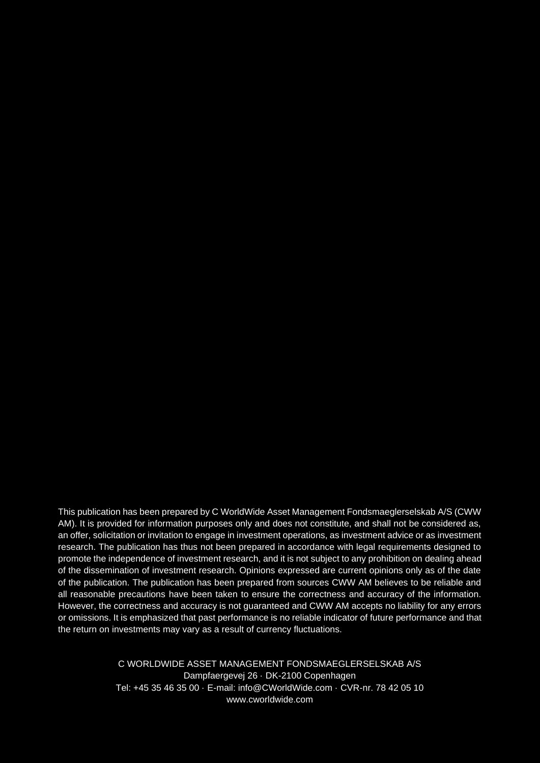This publication has been prepared by C WorldWide Asset Management Fondsmaeglerselskab A/S (CWW AM). It is provided for information purposes only and does not constitute, and shall not be considered as, an offer, solicitation or invitation to engage in investment operations, as investment advice or as investment research. The publication has thus not been prepared in accordance with legal requirements designed to promote the independence of investment research, and it is not subject to any prohibition on dealing ahead of the dissemination of investment research. Opinions expressed are current opinions only as of the date of the publication. The publication has been prepared from sources CWW AM believes to be reliable and all reasonable precautions have been taken to ensure the correctness and accuracy of the information. However, the correctness and accuracy is not guaranteed and CWW AM accepts no liability for any errors or omissions. It is emphasized that past performance is no reliable indicator of future performance and that the return on investments may vary as a result of currency fluctuations.

C WORLDWIDE ASSET MANAGEMENT FONDSMAEGLERSELSKAB A/S
Dampfaergevej 26 · DK-2100 Copenhagen
Tel: +45 35 46 35 00 · E-mail: info@CWorldWide.com · CVR-nr. 78 42 05 10
www.cworldwide.com